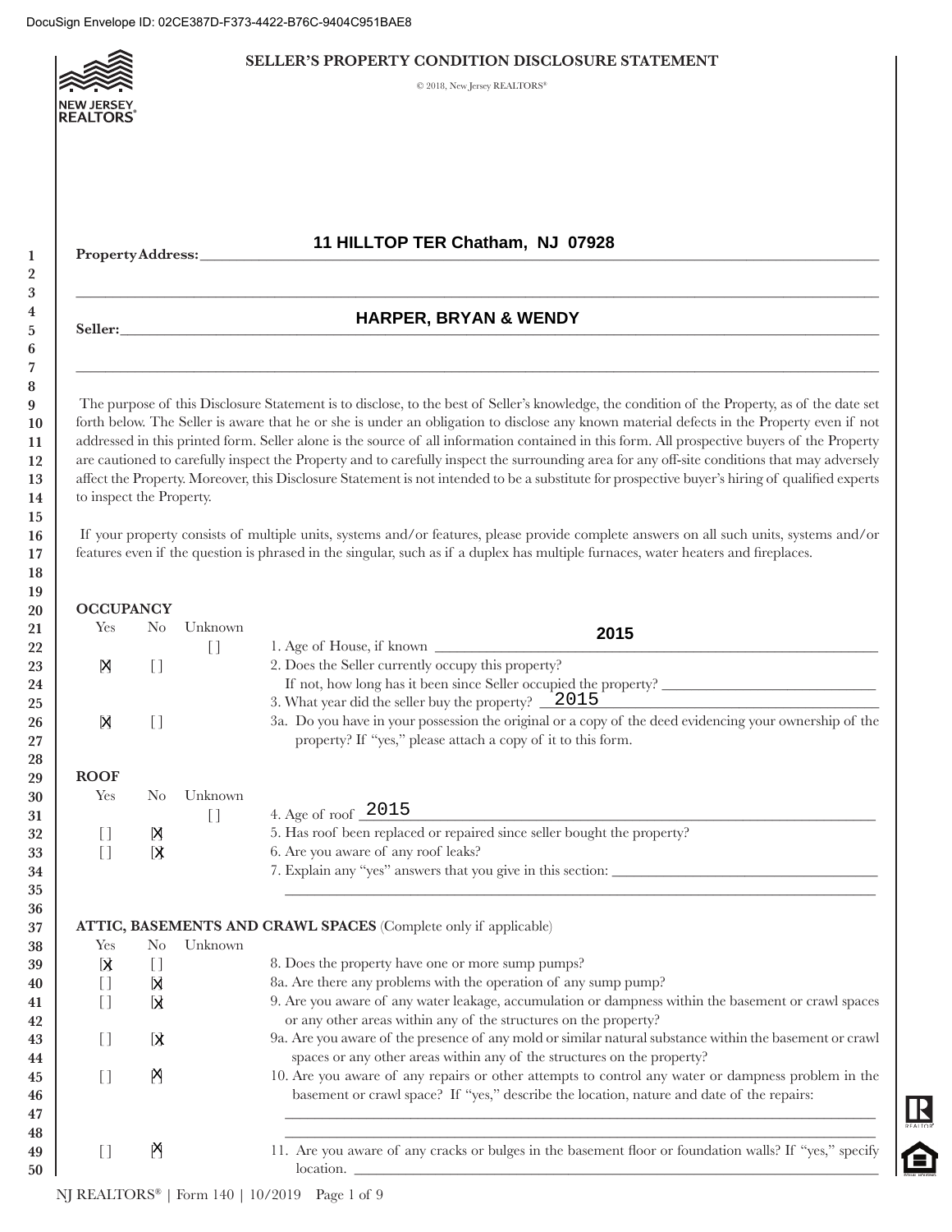DocuSign Envelope ID: 02CE387D-F373-4422-B76C-9404C951BAE8

# SELLER'S PROPERTY CONDITION DISCLOSURE STATEMENT

© 2018, New Jersey REALTORS®

**Property Address:** 11 HILLTOP TER Chatham, NJ 07928

**Seller:** HARPER, BRYAN & WENDY

The purpose of this Disclosure Statement is to disclose, to the best of Seller's knowledge, the condition of the Property, as of the date set forth below. The Seller is aware that he or she is under an obligation to disclose any known material defects in the Property even if not addressed in this printed form. Seller alone is the source of all information contained in this form. All prospective buyers of the Property are cautioned to carefully inspect the Property and to carefully inspect the surrounding area for any off-site conditions that may adversely affect the Property. Moreover, this Disclosure Statement is not intended to be a substitute for prospective buyer's hiring of qualified experts to inspect the Property.

If your property consists of multiple units, systems and/or features, please provide complete answers on all such units, systems and/or features even if the question is phrased in the singular, such as if a duplex has multiple furnaces, water heaters and fireplaces.

## OCCUPANCY

| Yes | No | Unknown | |
|---|---|---|---|
| | | [ ] | 1. Age of House, if known 2015 |
| [X] | [ ] | | 2. Does the Seller currently occupy this property? If not, how long has it been since Seller occupied the property? ________ |
| | | | 3. What year did the seller buy the property? 2015 |
| [X] | [ ] | | 3a. Do you have in your possession the original or a copy of the deed evidencing your ownership of the property? If "yes," please attach a copy of it to this form. |

## ROOF

| Yes | No | Unknown | |
|---|---|---|---|
| | | [ ] | 4. Age of roof 2015 |
| [ ] | [X] | | 5. Has roof been replaced or repaired since seller bought the property? |
| [ ] | [X] | | 6. Are you aware of any roof leaks? |
| | | | 7. Explain any "yes" answers that you give in this section: ________ |

## ATTIC, BASEMENTS AND CRAWL SPACES (Complete only if applicable)

| Yes | No | Unknown | |
|---|---|---|---|
| [X] | [ ] | | 8. Does the property have one or more sump pumps? |
| [ ] | [X] | | 8a. Are there any problems with the operation of any sump pump? |
| [ ] | [X] | | 9. Are you aware of any water leakage, accumulation or dampness within the basement or crawl spaces or any other areas within any of the structures on the property? |
| [ ] | [X] | | 9a. Are you aware of the presence of any mold or similar natural substance within the basement or crawl spaces or any other areas within any of the structures on the property? |
| [ ] | [X] | | 10. Are you aware of any repairs or other attempts to control any water or dampness problem in the basement or crawl space? If "yes," describe the location, nature and date of the repairs: ________ |
| [ ] | [X] | | 11. Are you aware of any cracks or bulges in the basement floor or foundation walls? If "yes," specify location. ________ |

NJ REALTORS® | Form 140 | 10/2019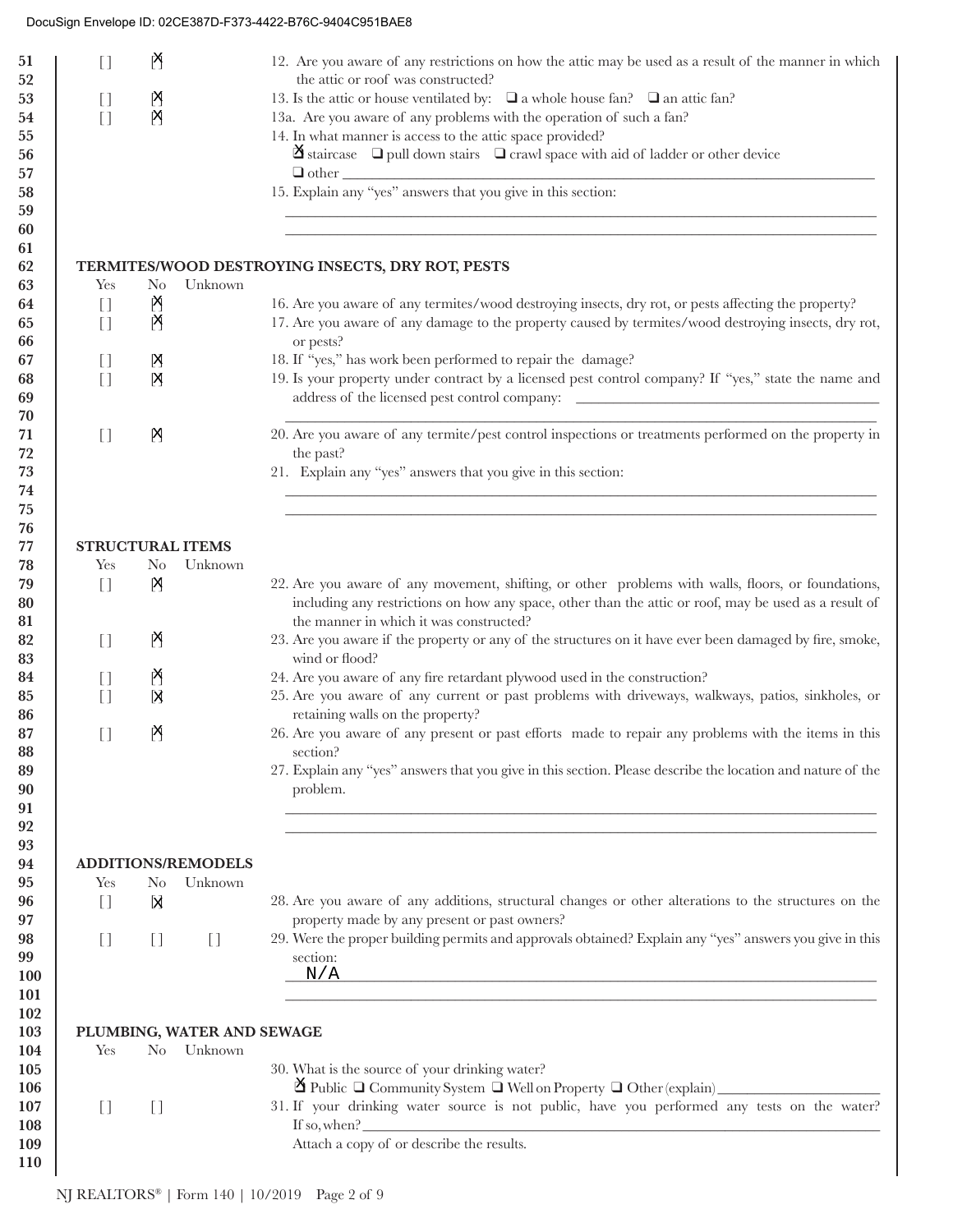| Yes | No | Unknown | |
|---|---|---|---|
| [ ] | [X] | | 12. Are you aware of any restrictions on how the attic may be used as a result of the manner in which the attic or roof was constructed? |
| [ ] | [X] | | 13. Is the attic or house ventilated by: ❑ a whole house fan? ❑ an attic fan? |
| [ ] | [X] | | 13a. Are you aware of any problems with the operation of such a fan? |
| | | | 14. In what manner is access to the attic space provided? ☒ staircase ❑ pull down stairs ❑ crawl space with aid of ladder or other device ❑ other ________________ |
| | | | 15. Explain any "yes" answers that you give in this section: ________________ |

## TERMITES/WOOD DESTROYING INSECTS, DRY ROT, PESTS

| Yes | No | Unknown | |
|---|---|---|---|
| [ ] | [X] | | 16. Are you aware of any termites/wood destroying insects, dry rot, or pests affecting the property? |
| [ ] | [X] | | 17. Are you aware of any damage to the property caused by termites/wood destroying insects, dry rot, or pests? |
| [ ] | [X] | | 18. If "yes," has work been performed to repair the damage? |
| [ ] | [X] | | 19. Is your property under contract by a licensed pest control company? If "yes," state the name and address of the licensed pest control company: ________________ |
| [ ] | [X] | | 20. Are you aware of any termite/pest control inspections or treatments performed on the property in the past? |
| | | | 21. Explain any "yes" answers that you give in this section: ________________ |

## STRUCTURAL ITEMS

| Yes | No | Unknown | |
|---|---|---|---|
| [ ] | [X] | | 22. Are you aware of any movement, shifting, or other problems with walls, floors, or foundations, including any restrictions on how any space, other than the attic or roof, may be used as a result of the manner in which it was constructed? |
| [ ] | [X] | | 23. Are you aware if the property or any of the structures on it have ever been damaged by fire, smoke, wind or flood? |
| [ ] | [X] | | 24. Are you aware of any fire retardant plywood used in the construction? |
| [ ] | [X] | | 25. Are you aware of any current or past problems with driveways, walkways, patios, sinkholes, or retaining walls on the property? |
| [ ] | [X] | | 26. Are you aware of any present or past efforts made to repair any problems with the items in this section? |
| | | | 27. Explain any "yes" answers that you give in this section. Please describe the location and nature of the problem. ________________ |

## ADDITIONS/REMODELS

| Yes | No | Unknown | |
|---|---|---|---|
| [ ] | [X] | | 28. Are you aware of any additions, structural changes or other alterations to the structures on the property made by any present or past owners? |
| [ ] | [ ] | [ ] | 29. Were the proper building permits and approvals obtained? Explain any "yes" answers you give in this section: N/A |

## PLUMBING, WATER AND SEWAGE

| Yes | No | Unknown | |
|---|---|---|---|
| | | | 30. What is the source of your drinking water? ☒ Public ❑ Community System ❑ Well on Property ❑ Other (explain) ________________ |
| [ ] | [ ] | | 31. If your drinking water source is not public, have you performed any tests on the water? If so, when? ________________ Attach a copy of or describe the results. |

NJ REALTORS® | Form 140 | 10/2019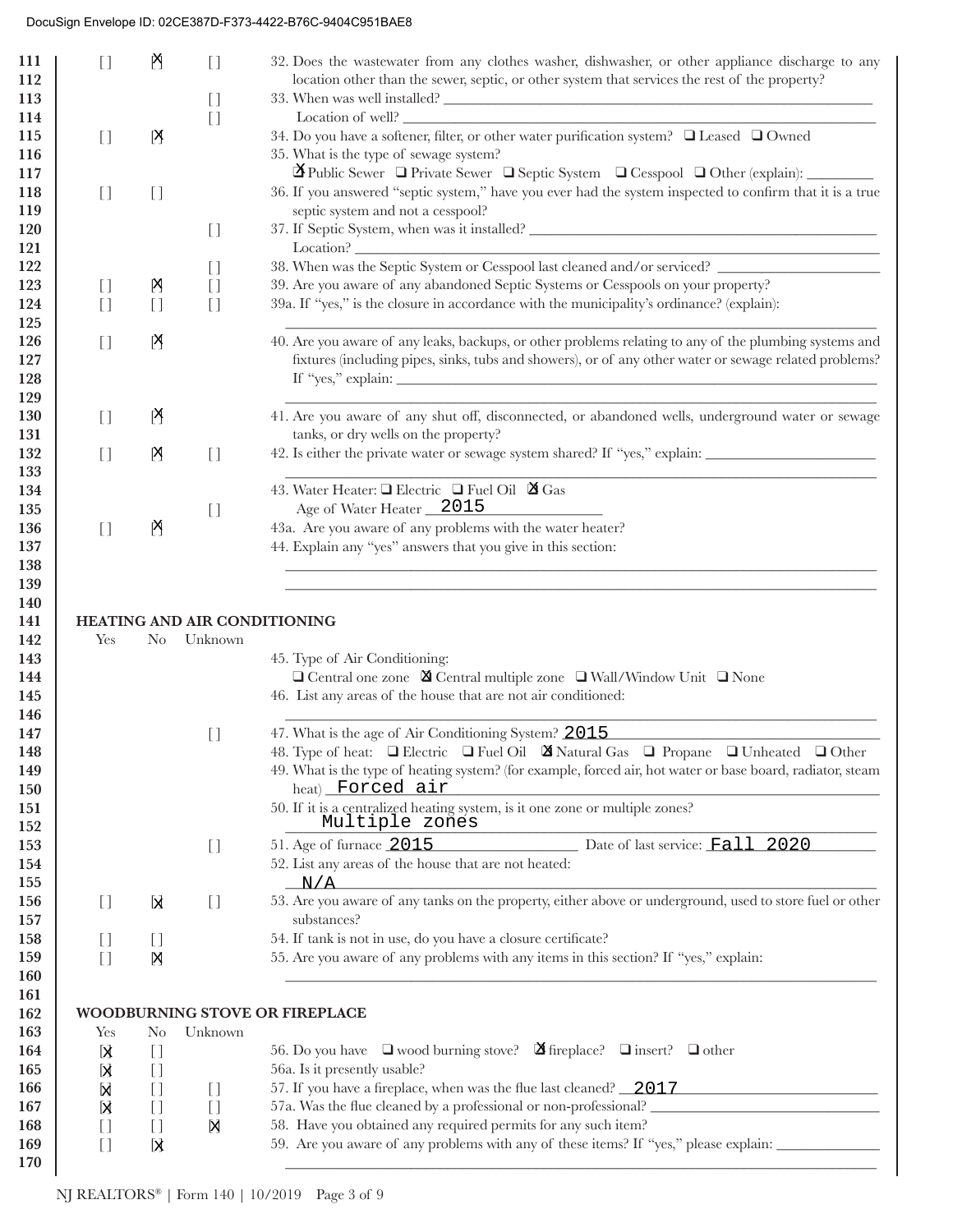DocuSign Envelope ID: 02CE387D-F373-4422-B76C-9404C951BAE8

| Line | Yes | No | Unknown | Question |
|---|---|---|---|---|
| 111–112 | [ ] | [X] | [ ] | 32. Does the wastewater from any clothes washer, dishwasher, or other appliance discharge to any location other than the sewer, septic, or other system that services the rest of the property? |
| 113 | | | [ ] | 33. When was well installed? ____ |
| 114 | | | [ ] | Location of well? ____ |
| 115 | [ ] | [X] | | 34. Do you have a softener, filter, or other water purification system? ☐ Leased ☐ Owned |
| 116–117 | | | | 35. What is the type of sewage system? ☒ Public Sewer ☐ Private Sewer ☐ Septic System ☐ Cesspool ☐ Other (explain): ____ |
| 118–119 | [ ] | [ ] | | 36. If you answered "septic system," have you ever had the system inspected to confirm that it is a true septic system and not a cesspool? |
| 120–121 | | | [ ] | 37. If Septic System, when was it installed? ____ Location? ____ |
| 122 | | | [ ] | 38. When was the Septic System or Cesspool last cleaned and/or serviced? ____ |
| 123 | [ ] | [X] | [ ] | 39. Are you aware of any abandoned Septic Systems or Cesspools on your property? |
| 124–125 | [ ] | [ ] | [ ] | 39a. If "yes," is the closure in accordance with the municipality's ordinance? (explain): ____ |
| 126–129 | [ ] | [X] | | 40. Are you aware of any leaks, backups, or other problems relating to any of the plumbing systems and fixtures (including pipes, sinks, tubs and showers), or of any other water or sewage related problems? If "yes," explain: ____ |
| 130–131 | [ ] | [X] | | 41. Are you aware of any shut off, disconnected, or abandoned wells, underground water or sewage tanks, or dry wells on the property? |
| 132–133 | [ ] | [X] | [ ] | 42. Is either the private water or sewage system shared? If "yes," explain: ____ |
| 134 | | | | 43. Water Heater: ☐ Electric ☐ Fuel Oil ☒ Gas |
| 135 | | | [ ] | Age of Water Heater 2015 |
| 136 | [ ] | [X] | | 43a. Are you aware of any problems with the water heater? |
| 137–139 | | | | 44. Explain any "yes" answers that you give in this section: ____ |

## HEATING AND AIR CONDITIONING

| Line | Yes | No | Unknown | Question |
|---|---|---|---|---|
| 143–144 | | | | 45. Type of Air Conditioning: ☐ Central one zone ☒ Central multiple zone ☐ Wall/Window Unit ☐ None |
| 145–146 | | | | 46. List any areas of the house that are not air conditioned: ____ |
| 147 | | | [ ] | 47. What is the age of Air Conditioning System? 2015 |
| 148 | | | | 48. Type of heat: ☐ Electric ☐ Fuel Oil ☒ Natural Gas ☐ Propane ☐ Unheated ☐ Other |
| 149–150 | | | | 49. What is the type of heating system? (for example, forced air, hot water or base board, radiator, steam heat) Forced air |
| 151–152 | | | | 50. If it is a centralized heating system, is it one zone or multiple zones? Multiple zones |
| 153 | | | [ ] | 51. Age of furnace 2015 Date of last service: Fall 2020 |
| 154–155 | | | | 52. List any areas of the house that are not heated: N/A |
| 156–157 | [ ] | [X] | [ ] | 53. Are you aware of any tanks on the property, either above or underground, used to store fuel or other substances? |
| 158 | [ ] | [ ] | | 54. If tank is not in use, do you have a closure certificate? |
| 159–160 | [ ] | [X] | | 55. Are you aware of any problems with any items in this section? If "yes," explain: ____ |

## WOODBURNING STOVE OR FIREPLACE

| Line | Yes | No | Unknown | Question |
|---|---|---|---|---|
| 164 | [X] | [ ] | | 56. Do you have ☐ wood burning stove? ☒ fireplace? ☐ insert? ☐ other |
| 165 | [X] | [ ] | | 56a. Is it presently usable? |
| 166 | [X] | [ ] | [ ] | 57. If you have a fireplace, when was the flue last cleaned? 2017 |
| 167 | [X] | [ ] | [ ] | 57a. Was the flue cleaned by a professional or non-professional? ____ |
| 168 | [ ] | [ ] | [X] | 58. Have you obtained any required permits for any such item? |
| 169–170 | [ ] | [X] | | 59. Are you aware of any problems with any of these items? If "yes," please explain: ____ |

NJ REALTORS® | Form 140 | 10/2019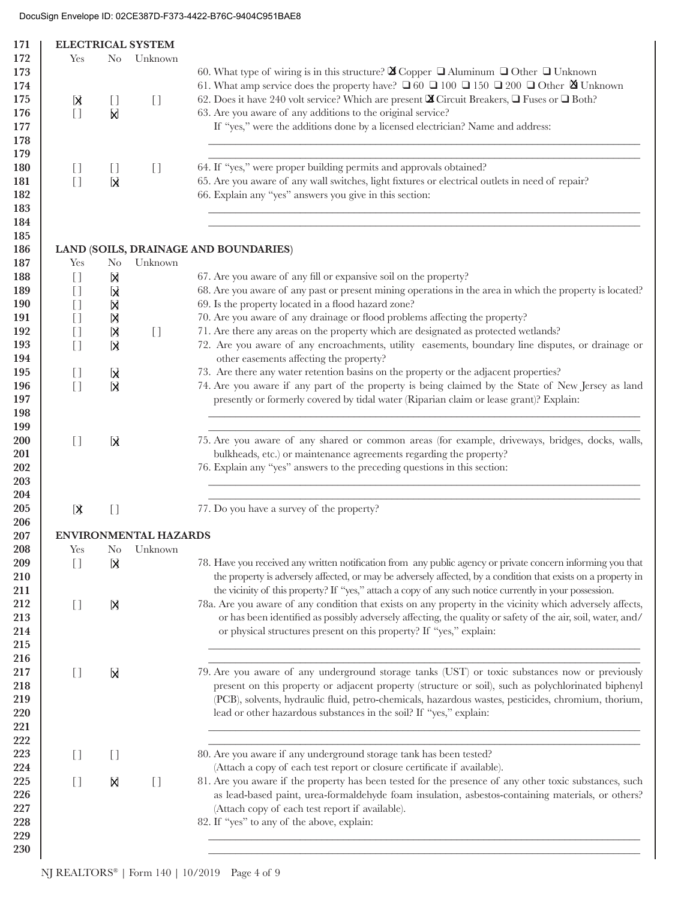DocuSign Envelope ID: 02CE387D-F373-4422-B76C-9404C951BAE8

## ELECTRICAL SYSTEM

| Line | Yes | No | Unknown | Question |
|---|---|---|---|---|
| 171–172 | | | | |
| 173 | | | | 60. What type of wiring is in this structure? [X] Copper ❑ Aluminum ❑ Other ❑ Unknown |
| 174 | | | | 61. What amp service does the property have? ❑ 60 ❑ 100 ❑ 150 ❑ 200 ❑ Other [X] Unknown |
| 175 | [X] | [ ] | [ ] | 62. Does it have 240 volt service? Which are present [X] Circuit Breakers, ❑ Fuses or ❑ Both? |
| 176 | [ ] | [X] | | 63. Are you aware of any additions to the original service? |
| 177–179 | | | | If "yes," were the additions done by a licensed electrician? Name and address: ______________________ |
| 180 | [ ] | [ ] | [ ] | 64. If "yes," were proper building permits and approvals obtained? |
| 181 | [ ] | [X] | | 65. Are you aware of any wall switches, light fixtures or electrical outlets in need of repair? |
| 182–184 | | | | 66. Explain any "yes" answers you give in this section: ______________________ |

## LAND (SOILS, DRAINAGE AND BOUNDARIES)

| Line | Yes | No | Unknown | Question |
|---|---|---|---|---|
| 188 | [ ] | [X] | | 67. Are you aware of any fill or expansive soil on the property? |
| 189 | [ ] | [X] | | 68. Are you aware of any past or present mining operations in the area in which the property is located? |
| 190 | [ ] | [X] | | 69. Is the property located in a flood hazard zone? |
| 191 | [ ] | [X] | | 70. Are you aware of any drainage or flood problems affecting the property? |
| 192 | [ ] | [X] | [ ] | 71. Are there any areas on the property which are designated as protected wetlands? |
| 193–194 | [ ] | [X] | | 72. Are you aware of any encroachments, utility easements, boundary line disputes, or drainage or other easements affecting the property? |
| 195 | [ ] | [X] | | 73. Are there any water retention basins on the property or the adjacent properties? |
| 196–199 | [ ] | [X] | | 74. Are you aware if any part of the property is being claimed by the State of New Jersey as land presently or formerly covered by tidal water (Riparian claim or lease grant)? Explain: ______________________ |
| 200–201 | [ ] | [X] | | 75. Are you aware of any shared or common areas (for example, driveways, bridges, docks, walls, bulkheads, etc.) or maintenance agreements regarding the property? |
| 202–204 | | | | 76. Explain any "yes" answers to the preceding questions in this section: ______________________ |
| 205 | [X] | [ ] | | 77. Do you have a survey of the property? |

## ENVIRONMENTAL HAZARDS

| Line | Yes | No | Unknown | Question |
|---|---|---|---|---|
| 209–211 | [ ] | [X] | | 78. Have you received any written notification from any public agency or private concern informing you that the property is adversely affected, or may be adversely affected, by a condition that exists on a property in the vicinity of this property? If "yes," attach a copy of any such notice currently in your possession. |
| 212–216 | [ ] | [X] | | 78a. Are you aware of any condition that exists on any property in the vicinity which adversely affects, or has been identified as possibly adversely affecting, the quality or safety of the air, soil, water, and/or physical structures present on this property? If "yes," explain: ______________________ |
| 217–222 | [ ] | [X] | | 79. Are you aware of any underground storage tanks (UST) or toxic substances now or previously present on this property or adjacent property (structure or soil), such as polychlorinated biphenyl (PCB), solvents, hydraulic fluid, petro-chemicals, hazardous wastes, pesticides, chromium, thorium, lead or other hazardous substances in the soil? If "yes," explain: ______________________ |
| 223–224 | [ ] | [ ] | | 80. Are you aware if any underground storage tank has been tested? (Attach a copy of each test report or closure certificate if available). |
| 225–227 | [ ] | [X] | [ ] | 81. Are you aware if the property has been tested for the presence of any other toxic substances, such as lead-based paint, urea-formaldehyde foam insulation, asbestos-containing materials, or others? (Attach copy of each test report if available). |
| 228–230 | | | | 82. If "yes" to any of the above, explain: ______________________ |

NJ REALTORS® | Form 140 | 10/2019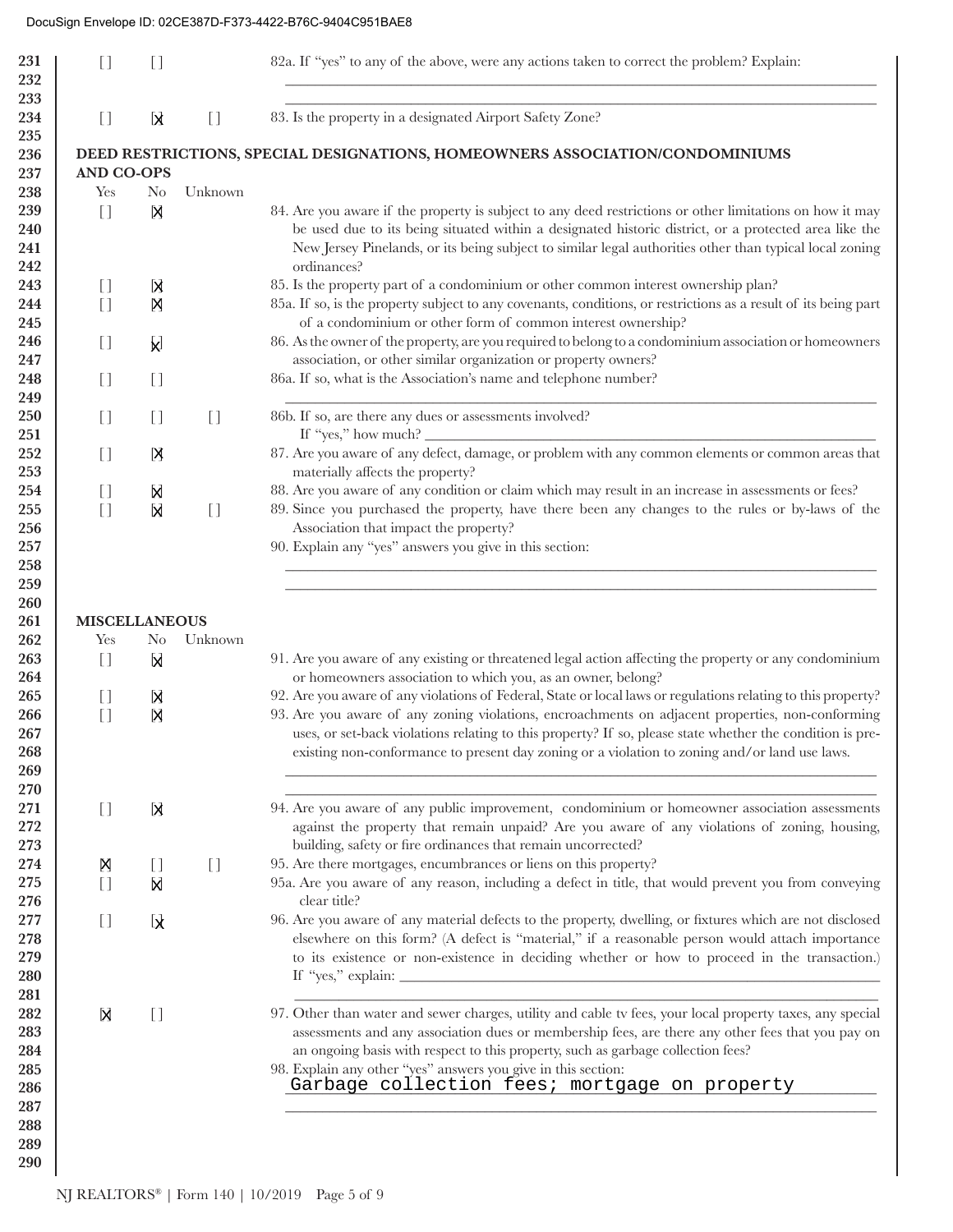DocuSign Envelope ID: 02CE387D-F373-4422-B76C-9404C951BAE8

| Yes | No | Unknown | |
|---|---|---|---|
| [ ] | [ ] | | 82a. If "yes" to any of the above, were any actions taken to correct the problem? Explain: ______ |
| [ ] | [X] | [ ] | 83. Is the property in a designated Airport Safety Zone? |

## DEED RESTRICTIONS, SPECIAL DESIGNATIONS, HOMEOWNERS ASSOCIATION/CONDOMINIUMS AND CO-OPS

| Yes | No | Unknown | |
|---|---|---|---|
| [ ] | [X] | | 84. Are you aware if the property is subject to any deed restrictions or other limitations on how it may be used due to its being situated within a designated historic district, or a protected area like the New Jersey Pinelands, or its being subject to similar legal authorities other than typical local zoning ordinances? |
| [ ] | [X] | | 85. Is the property part of a condominium or other common interest ownership plan? |
| [ ] | [X] | | 85a. If so, is the property subject to any covenants, conditions, or restrictions as a result of its being part of a condominium or other form of common interest ownership? |
| [ ] | [X] | | 86. As the owner of the property, are you required to belong to a condominium association or homeowners association, or other similar organization or property owners? |
| [ ] | [ ] | | 86a. If so, what is the Association's name and telephone number? ______ |
| [ ] | [ ] | [ ] | 86b. If so, are there any dues or assessments involved? If "yes," how much? ______ |
| [ ] | [X] | | 87. Are you aware of any defect, damage, or problem with any common elements or common areas that materially affects the property? |
| [ ] | [X] | | 88. Are you aware of any condition or claim which may result in an increase in assessments or fees? |
| [ ] | [X] | [ ] | 89. Since you purchased the property, have there been any changes to the rules or by-laws of the Association that impact the property? |
| | | | 90. Explain any "yes" answers you give in this section: ______ |

## MISCELLANEOUS

| Yes | No | Unknown | |
|---|---|---|---|
| [ ] | [X] | | 91. Are you aware of any existing or threatened legal action affecting the property or any condominium or homeowners association to which you, as an owner, belong? |
| [ ] | [X] | | 92. Are you aware of any violations of Federal, State or local laws or regulations relating to this property? |
| [ ] | [X] | | 93. Are you aware of any zoning violations, encroachments on adjacent properties, non-conforming uses, or set-back violations relating to this property? If so, please state whether the condition is pre-existing non-conformance to present day zoning or a violation to zoning and/or land use laws. ______ |
| [ ] | [X] | | 94. Are you aware of any public improvement, condominium or homeowner association assessments against the property that remain unpaid? Are you aware of any violations of zoning, housing, building, safety or fire ordinances that remain uncorrected? |
| [X] | [ ] | [ ] | 95. Are there mortgages, encumbrances or liens on this property? |
| [ ] | [X] | | 95a. Are you aware of any reason, including a defect in title, that would prevent you from conveying clear title? |
| [ ] | [X] | | 96. Are you aware of any material defects to the property, dwelling, or fixtures which are not disclosed elsewhere on this form? (A defect is "material," if a reasonable person would attach importance to its existence or non-existence in deciding whether or how to proceed in the transaction.) If "yes," explain: ______ |
| [X] | [ ] | | 97. Other than water and sewer charges, utility and cable tv fees, your local property taxes, any special assessments and any association dues or membership fees, are there any other fees that you pay on an ongoing basis with respect to this property, such as garbage collection fees? |
| | | | 98. Explain any other "yes" answers you give in this section: Garbage collection fees; mortgage on property |

NJ REALTORS® | Form 140 | 10/2019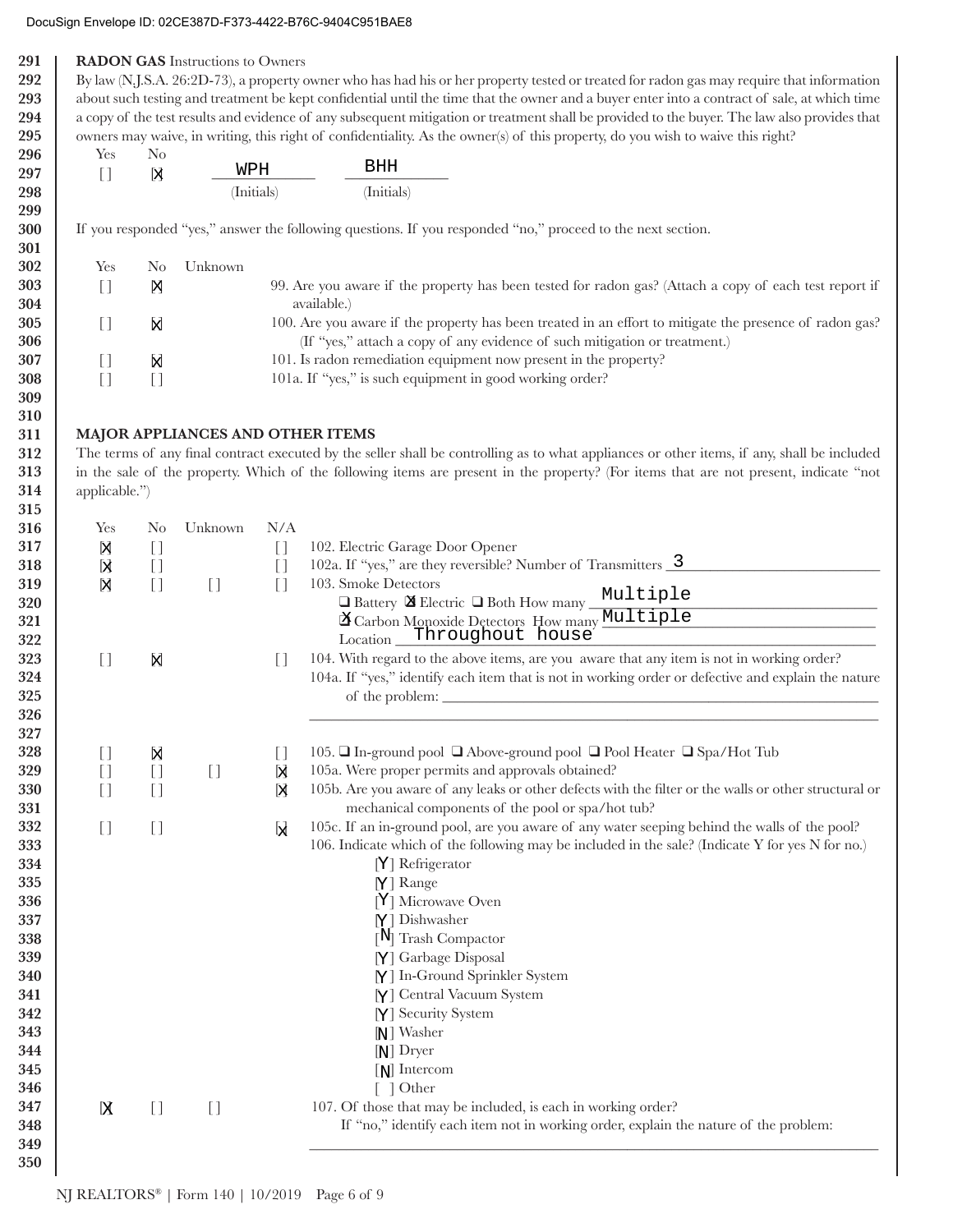**RADON GAS** Instructions to Owners

By law (N.J.S.A. 26:2D-73), a property owner who has had his or her property tested or treated for radon gas may require that information about such testing and treatment be kept confidential until the time that the owner and a buyer enter into a contract of sale, at which time a copy of the test results and evidence of any subsequent mitigation or treatment shall be provided to the buyer. The law also provides that owners may waive, in writing, this right of confidentiality. As the owner(s) of this property, do you wish to waive this right?

| Yes | No | | |
|---|---|---|---|
| [ ] | [X] | WPH (Initials) | BHH (Initials) |

If you responded "yes," answer the following questions. If you responded "no," proceed to the next section.

| Yes | No | Unknown | |
|---|---|---|---|
| [ ] | [X] | | 99. Are you aware if the property has been tested for radon gas? (Attach a copy of each test report if available.) |
| [ ] | [X] | | 100. Are you aware if the property has been treated in an effort to mitigate the presence of radon gas? (If "yes," attach a copy of any evidence of such mitigation or treatment.) |
| [ ] | [X] | | 101. Is radon remediation equipment now present in the property? |
| [ ] | [ ] | | 101a. If "yes," is such equipment in good working order? |

**MAJOR APPLIANCES AND OTHER ITEMS**

The terms of any final contract executed by the seller shall be controlling as to what appliances or other items, if any, shall be included in the sale of the property. Which of the following items are present in the property? (For items that are not present, indicate "not applicable.")

| Yes | No | Unknown | N/A | |
|---|---|---|---|---|
| [X] | [ ] | | [ ] | 102. Electric Garage Door Opener |
| [X] | [ ] | | [ ] | 102a. If "yes," are they reversible? Number of Transmitters 3 |
| [X] | [ ] | [ ] | [ ] | 103. Smoke Detectors ❑ Battery [X] Electric ❑ Both How many Multiple<br>[X] Carbon Monoxide Detectors How many Multiple<br>Location Throughout house |
| [ ] | [X] | | [ ] | 104. With regard to the above items, are you aware that any item is not in working order?<br>104a. If "yes," identify each item that is not in working order or defective and explain the nature of the problem: |
| [ ] | [X] | | [ ] | 105. ❑ In-ground pool ❑ Above-ground pool ❑ Pool Heater ❑ Spa/Hot Tub |
| [ ] | [ ] | [ ] | [X] | 105a. Were proper permits and approvals obtained? |
| [ ] | [ ] | | [X] | 105b. Are you aware of any leaks or other defects with the filter or the walls or other structural or mechanical components of the pool or spa/hot tub? |
| [ ] | [ ] | | [X] | 105c. If an in-ground pool, are you aware of any water seeping behind the walls of the pool? |

106. Indicate which of the following may be included in the sale? (Indicate Y for yes N for no.)

- [Y] Refrigerator
- [Y] Range
- [Y] Microwave Oven
- [Y] Dishwasher
- [N] Trash Compactor
- [Y] Garbage Disposal
- [Y] In-Ground Sprinkler System
- [Y] Central Vacuum System
- [Y] Security System
- [N] Washer
- [N] Dryer
- [N] Intercom
- [ ] Other

| Yes | No | Unknown | |
|---|---|---|---|
| [X] | [ ] | [ ] | 107. Of those that may be included, is each in working order?<br>If "no," identify each item not in working order, explain the nature of the problem: |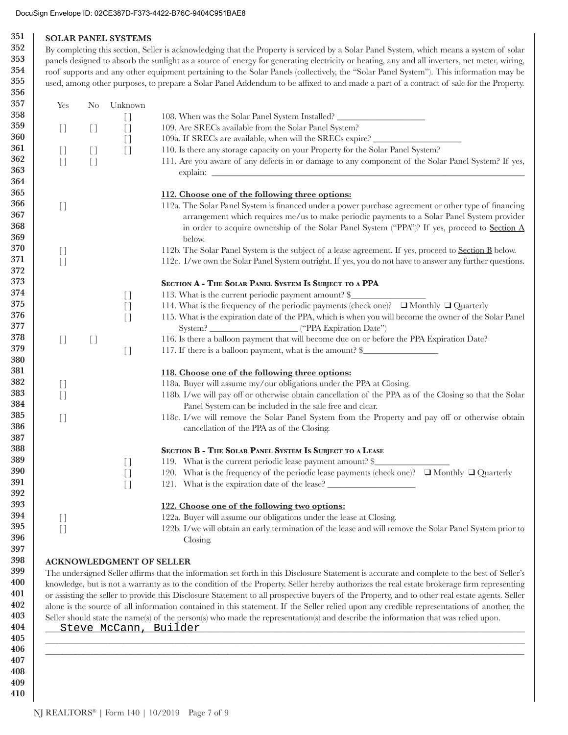DocuSign Envelope ID: 02CE387D-F373-4422-B76C-9404C951BAE8

## SOLAR PANEL SYSTEMS

By completing this section, Seller is acknowledging that the Property is serviced by a Solar Panel System, which means a system of solar panels designed to absorb the sunlight as a source of energy for generating electricity or heating, any and all inverters, net meter, wiring, roof supports and any other equipment pertaining to the Solar Panels (collectively, the "Solar Panel System"). This information may be used, among other purposes, to prepare a Solar Panel Addendum to be affixed to and made a part of a contract of sale for the Property.

| Yes | No | Unknown | |
|---|---|---|---|
| | | [] | 108. When was the Solar Panel System Installed? ____________________ |
| [] | [] | [] | 109. Are SRECs available from the Solar Panel System? |
| | | [] | 109a. If SRECs are available, when will the SRECs expire? ____________________ |
| [] | [] | [] | 110. Is there any storage capacity on your Property for the Solar Panel System? |
| [] | [] | | 111. Are you aware of any defects in or damage to any component of the Solar Panel System? If yes, explain: ____________________ |

**112. Choose one of the following three options:**

| Yes | No | Unknown | |
|---|---|---|---|
| [] | | | 112a. The Solar Panel System is financed under a power purchase agreement or other type of financing arrangement which requires me/us to make periodic payments to a Solar Panel System provider in order to acquire ownership of the Solar Panel System ("PPA")? If yes, proceed to Section A below. |
| [] | | | 112b. The Solar Panel System is the subject of a lease agreement. If yes, proceed to Section B below. |
| [] | | | 112c. I/we own the Solar Panel System outright. If yes, you do not have to answer any further questions. |

**SECTION A - THE SOLAR PANEL SYSTEM IS SUBJECT TO A PPA**

| Yes | No | Unknown | |
|---|---|---|---|
| | | [] | 113. What is the current periodic payment amount? $________________ |
| | | [] | 114. What is the frequency of the periodic payments (check one)? ❑ Monthly ❑ Quarterly |
| | | [] | 115. What is the expiration date of the PPA, which is when you will become the owner of the Solar Panel System? ____________________ ("PPA Expiration Date") |
| [] | [] | | 116. Is there a balloon payment that will become due on or before the PPA Expiration Date? |
| | | [] | 117. If there is a balloon payment, what is the amount? $________________ |

**118. Choose one of the following three options:**

| Yes | No | Unknown | |
|---|---|---|---|
| [] | | | 118a. Buyer will assume my/our obligations under the PPA at Closing. |
| [] | | | 118b. I/we will pay off or otherwise obtain cancellation of the PPA as of the Closing so that the Solar Panel System can be included in the sale free and clear. |
| [] | | | 118c. I/we will remove the Solar Panel System from the Property and pay off or otherwise obtain cancellation of the PPA as of the Closing. |

**SECTION B - THE SOLAR PANEL SYSTEM IS SUBJECT TO A LEASE**

| Yes | No | Unknown | |
|---|---|---|---|
| | | [] | 119. What is the current periodic lease payment amount? $________________ |
| | | [] | 120. What is the frequency of the periodic lease payments (check one)? ❑ Monthly ❑ Quarterly |
| | | [] | 121. What is the expiration date of the lease? ____________________ |

**122. Choose one of the following two options:**

| Yes | No | Unknown | |
|---|---|---|---|
| [] | | | 122a. Buyer will assume our obligations under the lease at Closing. |
| [] | | | 122b. I/we will obtain an early termination of the lease and will remove the Solar Panel System prior to Closing. |

## ACKNOWLEDGMENT OF SELLER

The undersigned Seller affirms that the information set forth in this Disclosure Statement is accurate and complete to the best of Seller's knowledge, but is not a warranty as to the condition of the Property. Seller hereby authorizes the real estate brokerage firm representing or assisting the seller to provide this Disclosure Statement to all prospective buyers of the Property, and to other real estate agents. Seller alone is the source of all information contained in this statement. If the Seller relied upon any credible representations of another, the Seller should state the name(s) of the person(s) who made the representation(s) and describe the information that was relied upon.

Steve McCann, Builder

NJ REALTORS® | Form 140 | 10/2019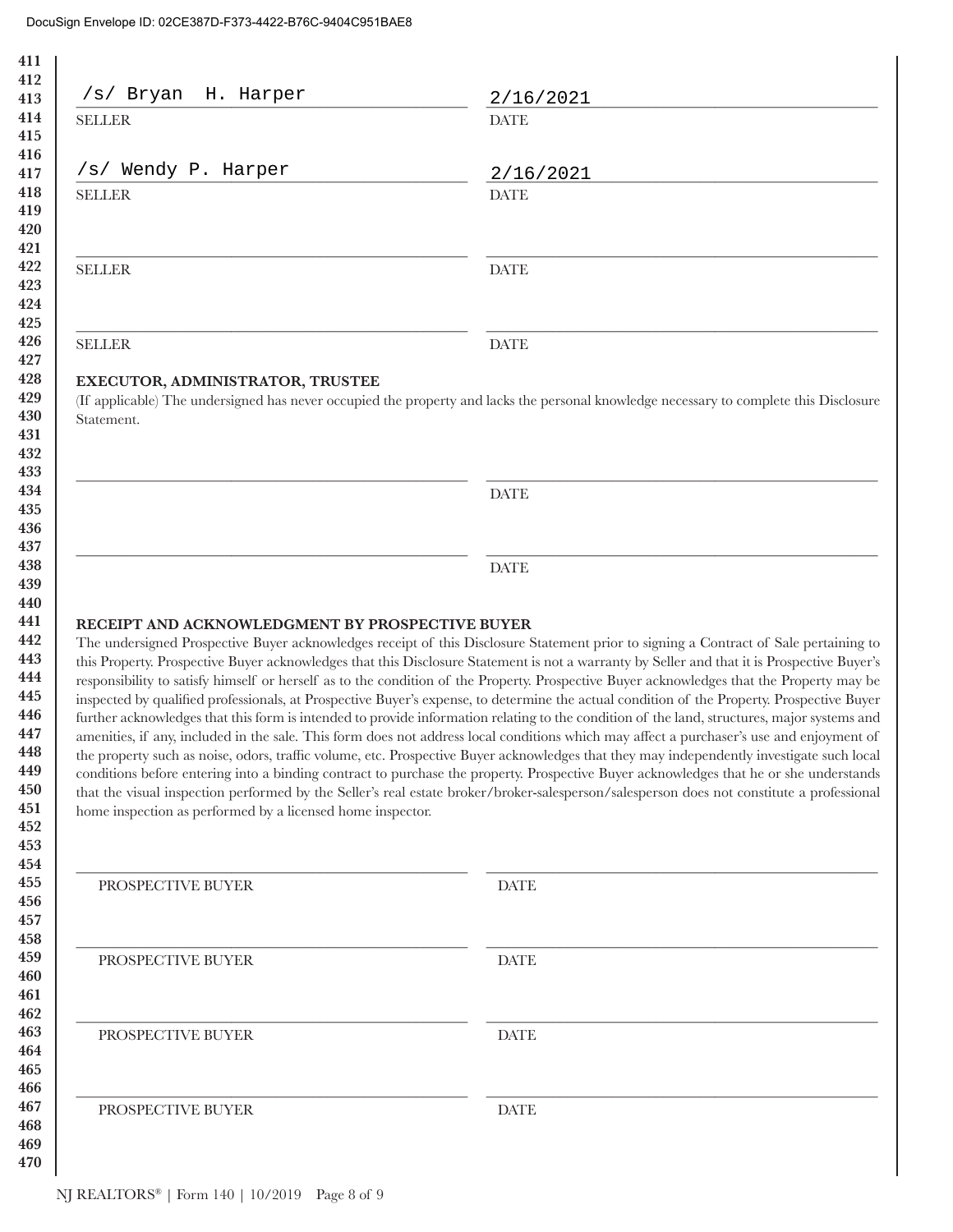DocuSign Envelope ID: 02CE387D-F373-4422-B76C-9404C951BAE8

| | |
|---|---|
| /s/ Bryan H. Harper | 2/16/2021 |
| SELLER | DATE |
| /s/ Wendy P. Harper | 2/16/2021 |
| SELLER | DATE |
| ______________________ | ______________________ |
| SELLER | DATE |
| ______________________ | ______________________ |
| SELLER | DATE |

**EXECUTOR, ADMINISTRATOR, TRUSTEE**

(If applicable) The undersigned has never occupied the property and lacks the personal knowledge necessary to complete this Disclosure Statement.

| | |
|---|---|
| ______________________ | ______________________ |
| | DATE |
| ______________________ | ______________________ |
| | DATE |

**RECEIPT AND ACKNOWLEDGMENT BY PROSPECTIVE BUYER**

The undersigned Prospective Buyer acknowledges receipt of this Disclosure Statement prior to signing a Contract of Sale pertaining to this Property. Prospective Buyer acknowledges that this Disclosure Statement is not a warranty by Seller and that it is Prospective Buyer's responsibility to satisfy himself or herself as to the condition of the Property. Prospective Buyer acknowledges that the Property may be inspected by qualified professionals, at Prospective Buyer's expense, to determine the actual condition of the Property. Prospective Buyer further acknowledges that this form is intended to provide information relating to the condition of the land, structures, major systems and amenities, if any, included in the sale. This form does not address local conditions which may affect a purchaser's use and enjoyment of the property such as noise, odors, traffic volume, etc. Prospective Buyer acknowledges that they may independently investigate such local conditions before entering into a binding contract to purchase the property. Prospective Buyer acknowledges that he or she understands that the visual inspection performed by the Seller's real estate broker/broker-salesperson/salesperson does not constitute a professional home inspection as performed by a licensed home inspector.

| | |
|---|---|
| ______________________ | ______________________ |
| PROSPECTIVE BUYER | DATE |
| ______________________ | ______________________ |
| PROSPECTIVE BUYER | DATE |
| ______________________ | ______________________ |
| PROSPECTIVE BUYER | DATE |
| ______________________ | ______________________ |
| PROSPECTIVE BUYER | DATE |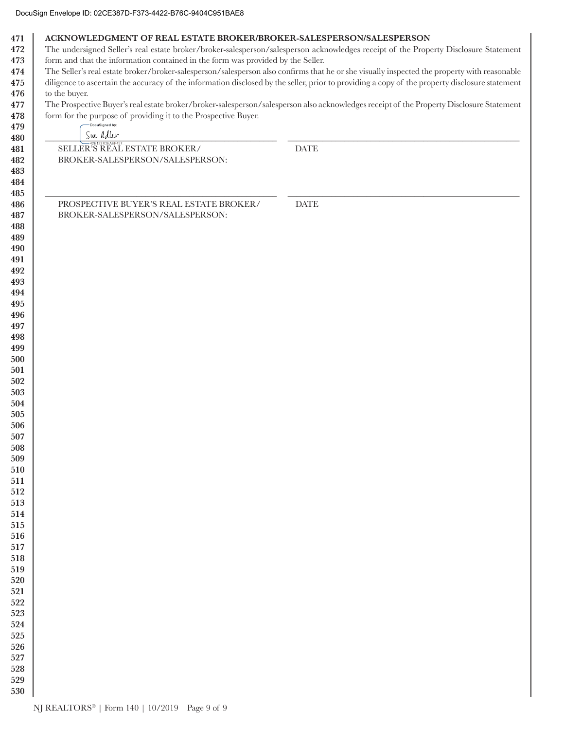## ACKNOWLEDGMENT OF REAL ESTATE BROKER/BROKER-SALESPERSON/SALESPERSON

The undersigned Seller's real estate broker/broker-salesperson/salesperson acknowledges receipt of the Property Disclosure Statement form and that the information contained in the form was provided by the Seller.

The Seller's real estate broker/broker-salesperson/salesperson also confirms that he or she visually inspected the property with reasonable diligence to ascertain the accuracy of the information disclosed by the seller, prior to providing a copy of the property disclosure statement to the buyer.

The Prospective Buyer's real estate broker/broker-salesperson/salesperson also acknowledges receipt of the Property Disclosure Statement form for the purpose of providing it to the Prospective Buyer.

DocuSigned by: Sue Adler
42E1237DEAEF457

_________________________________________ _________________________________________
SELLER'S REAL ESTATE BROKER/ BROKER-SALESPERSON/SALESPERSON: DATE

_________________________________________ _________________________________________
PROSPECTIVE BUYER'S REAL ESTATE BROKER/ BROKER-SALESPERSON/SALESPERSON: DATE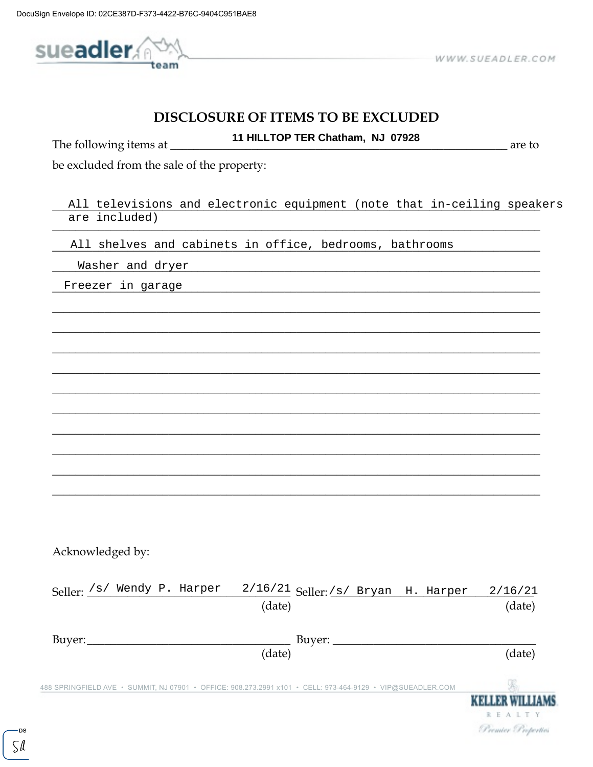DocuSign Envelope ID: 02CE387D-F373-4422-B76C-9404C951BAE8

sueadler team

WWW.SUEADLER.COM

# DISCLOSURE OF ITEMS TO BE EXCLUDED

The following items at **11 HILLTOP TER Chatham, NJ 07928** are to be excluded from the sale of the property:

All televisions and electronic equipment (note that in-ceiling speakers are included)

All shelves and cabinets in office, bedrooms, bathrooms

Washer and dryer

Freezer in garage

Acknowledged by:

Seller: /s/ Wendy P. Harper 2/16/21 (date) Seller: /s/ Bryan H. Harper 2/16/21 (date)

Buyer: ______________________ (date) Buyer: ______________________ (date)

488 SPRINGFIELD AVE • SUMMIT, NJ 07901 • OFFICE: 908.273.2991 x101 • CELL: 973-464-9129 • VIP@SUEADLER.COM

KELLER WILLIAMS REALTY Premier Properties

DS
SA